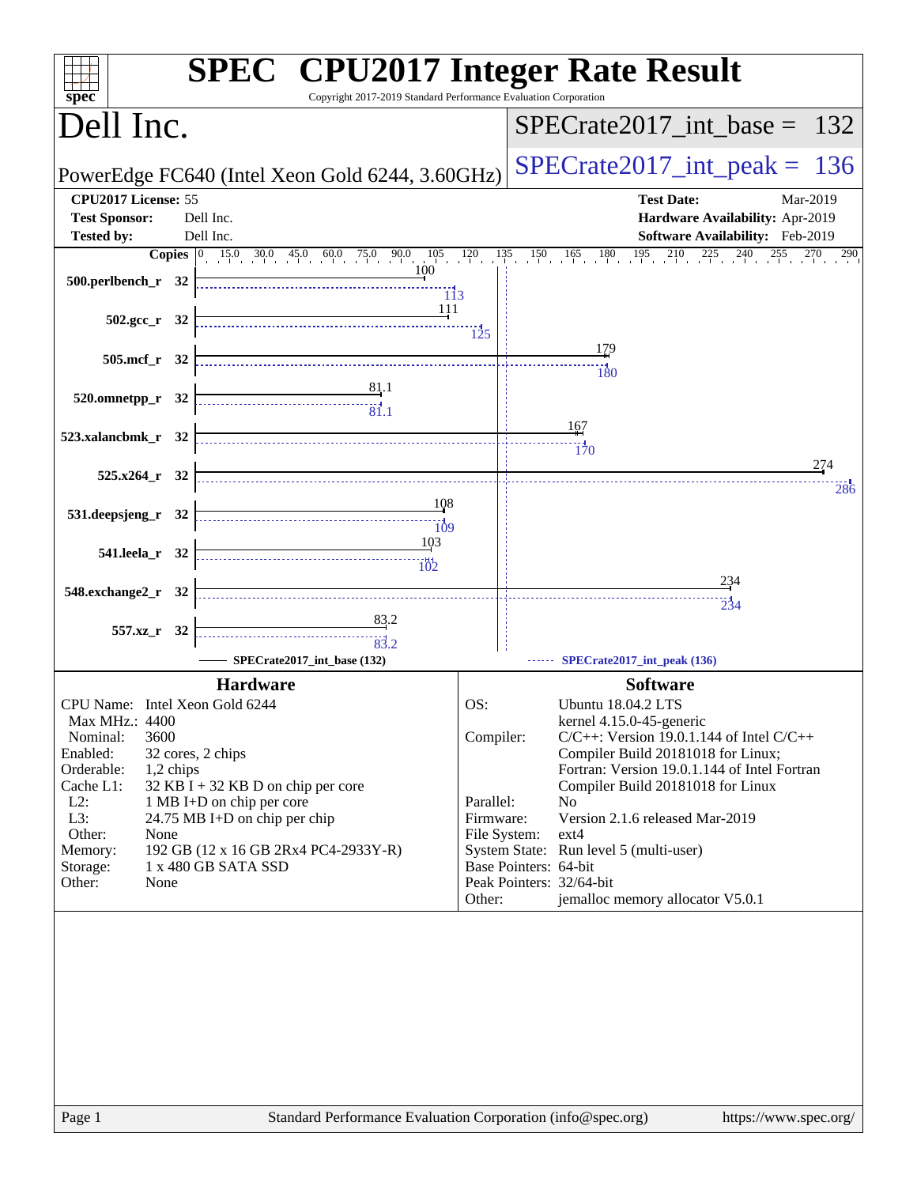# SPEC CPU2017 Integer Rate Result

Copyright 2017-2019 Standard Performance Evaluation Corporation

## Dell Inc.

PowerEdge FC640 (Intel Xeon Gold 6244, 3.60GHz)

SPECrate2017_int_base = 132

SPECrate2017_int_peak = 136

**CPU2017 License:** 55
**Test Sponsor:** Dell Inc.
**Tested by:** Dell Inc.

**Test Date:** Mar-2019
**Hardware Availability:** Apr-2019
**Software Availability:** Feb-2019

| Benchmark | Copies | Base | Peak |
|---|---|---|---|
| 500.perlbench_r | 32 | 100 | 113 |
| 502.gcc_r | 32 | 111 | 125 |
| 505.mcf_r | 32 | 179 | 180 |
| 520.omnetpp_r | 32 | 81.1 | 81.1 |
| 523.xalancbmk_r | 32 | 167 | 170 |
| 525.x264_r | 32 | 274 | 286 |
| 531.deepsjeng_r | 32 | 108 | 109 |
| 541.leela_r | 32 | 103 | 102 |
| 548.exchange2_r | 32 | 234 | 234 |
| 557.xz_r | 32 | 83.2 | 83.2 |

SPECrate2017_int_base (132) — SPECrate2017_int_peak (136)

### Hardware

| | |
|---|---|
| CPU Name: | Intel Xeon Gold 6244 |
| Max MHz.: | 4400 |
| Nominal: | 3600 |
| Enabled: | 32 cores, 2 chips |
| Orderable: | 1,2 chips |
| Cache L1: | 32 KB I + 32 KB D on chip per core |
| L2: | 1 MB I+D on chip per core |
| L3: | 24.75 MB I+D on chip per chip |
| Other: | None |
| Memory: | 192 GB (12 x 16 GB 2Rx4 PC4-2933Y-R) |
| Storage: | 1 x 480 GB SATA SSD |
| Other: | None |

### Software

| | |
|---|---|
| OS: | Ubuntu 18.04.2 LTS<br>kernel 4.15.0-45-generic |
| Compiler: | C/C++: Version 19.0.1.144 of Intel C/C++ Compiler Build 20181018 for Linux;<br>Fortran: Version 19.0.1.144 of Intel Fortran Compiler Build 20181018 for Linux |
| Parallel: | No |
| Firmware: | Version 2.1.6 released Mar-2019 |
| File System: | ext4 |
| System State: | Run level 5 (multi-user) |
| Base Pointers: | 64-bit |
| Peak Pointers: | 32/64-bit |
| Other: | jemalloc memory allocator V5.0.1 |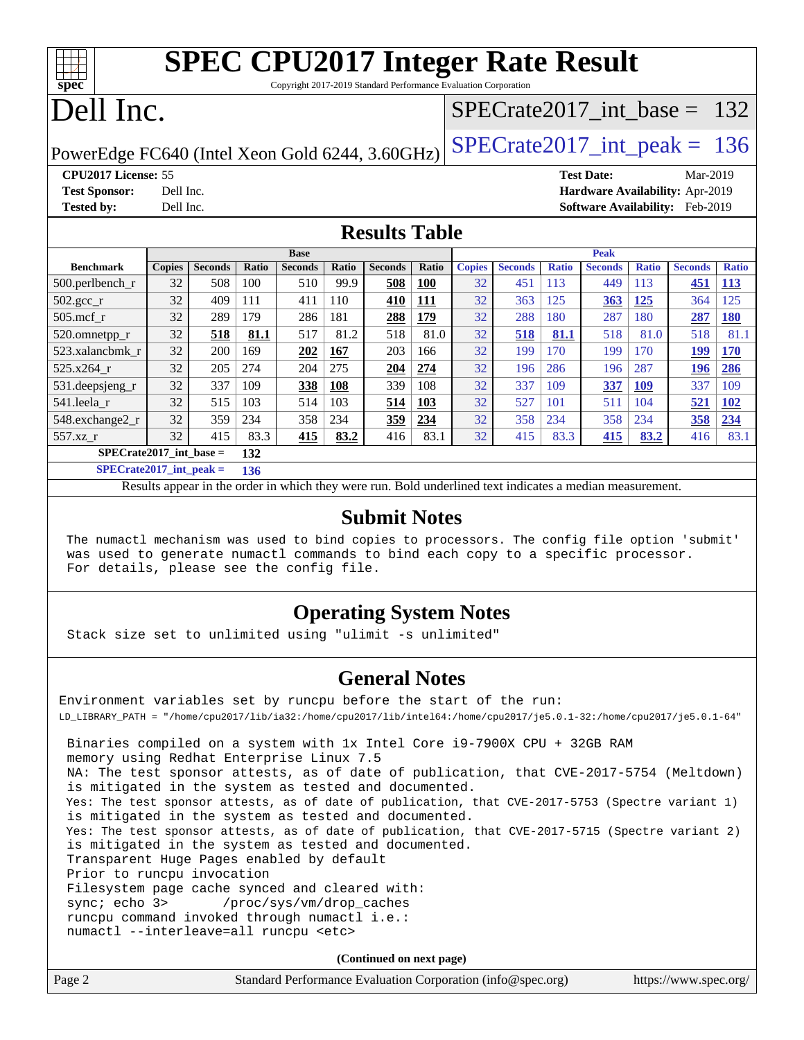# SPEC CPU2017 Integer Rate Result

Copyright 2017-2019 Standard Performance Evaluation Corporation

# Dell Inc.

PowerEdge FC640 (Intel Xeon Gold 6244, 3.60GHz)

SPECrate2017_int_base = 132

SPECrate2017_int_peak = 136

**CPU2017 License:** 55
**Test Sponsor:** Dell Inc.
**Tested by:** Dell Inc.

**Test Date:** Mar-2019
**Hardware Availability:** Apr-2019
**Software Availability:** Feb-2019

## Results Table

| Benchmark | Base | | | | | | | Peak | | | | | | |
|---|---|---|---|---|---|---|---|---|---|---|---|---|---|---|
| | Copies | Seconds | Ratio | Seconds | Ratio | Seconds | Ratio | Copies | Seconds | Ratio | Seconds | Ratio | Seconds | Ratio |
| 500.perlbench_r | 32 | 508 | 100 | 510 | 99.9 | **508** | **100** | 32 | 451 | 113 | 449 | 113 | **451** | **113** |
| 502.gcc_r | 32 | 409 | 111 | 411 | 110 | **410** | **111** | 32 | 363 | 125 | **363** | **125** | 364 | 125 |
| 505.mcf_r | 32 | 289 | 179 | 286 | 181 | **288** | **179** | 32 | 288 | 180 | 287 | 180 | **287** | **180** |
| 520.omnetpp_r | 32 | **518** | **81.1** | 517 | 81.2 | 518 | 81.0 | 32 | **518** | **81.1** | 518 | 81.0 | 518 | 81.1 |
| 523.xalancbmk_r | 32 | 200 | 169 | **202** | **167** | 203 | 166 | 32 | 199 | 170 | 199 | 170 | **199** | **170** |
| 525.x264_r | 32 | 205 | 274 | 204 | 275 | **204** | **274** | 32 | 196 | 286 | 196 | 287 | **196** | **286** |
| 531.deepsjeng_r | 32 | 337 | 109 | **338** | **108** | 339 | 108 | 32 | 337 | 109 | **337** | **109** | 337 | 109 |
| 541.leela_r | 32 | 515 | 103 | 514 | 103 | **514** | **103** | 32 | 527 | 101 | 511 | 104 | **521** | **102** |
| 548.exchange2_r | 32 | 359 | 234 | 358 | 234 | **359** | **234** | 32 | 358 | 234 | 358 | 234 | **358** | **234** |
| 557.xz_r | 32 | 415 | 83.3 | **415** | **83.2** | 416 | 83.1 | 32 | 415 | 83.3 | **415** | **83.2** | 416 | 83.1 |

**SPECrate2017_int_base = 132**

**SPECrate2017_int_peak = 136**

Results appear in the order in which they were run. Bold underlined text indicates a median measurement.

## Submit Notes

```
The numactl mechanism was used to bind copies to processors. The config file option 'submit'
was used to generate numactl commands to bind each copy to a specific processor.
For details, please see the config file.
```

## Operating System Notes

```
Stack size set to unlimited using "ulimit -s unlimited"
```

## General Notes

```
Environment variables set by runcpu before the start of the run:
LD_LIBRARY_PATH = "/home/cpu2017/lib/ia32:/home/cpu2017/lib/intel64:/home/cpu2017/je5.0.1-32:/home/cpu2017/je5.0.1-64"

 Binaries compiled on a system with 1x Intel Core i9-7900X CPU + 32GB RAM
 memory using Redhat Enterprise Linux 7.5
 NA: The test sponsor attests, as of date of publication, that CVE-2017-5754 (Meltdown)
 is mitigated in the system as tested and documented.
 Yes: The test sponsor attests, as of date of publication, that CVE-2017-5753 (Spectre variant 1)
 is mitigated in the system as tested and documented.
 Yes: The test sponsor attests, as of date of publication, that CVE-2017-5715 (Spectre variant 2)
 is mitigated in the system as tested and documented.
 Transparent Huge Pages enabled by default
 Prior to runcpu invocation
 Filesystem page cache synced and cleared with:
 sync; echo 3>       /proc/sys/vm/drop_caches
 runcpu command invoked through numactl i.e.:
 numactl --interleave=all runcpu <etc>
```

**(Continued on next page)**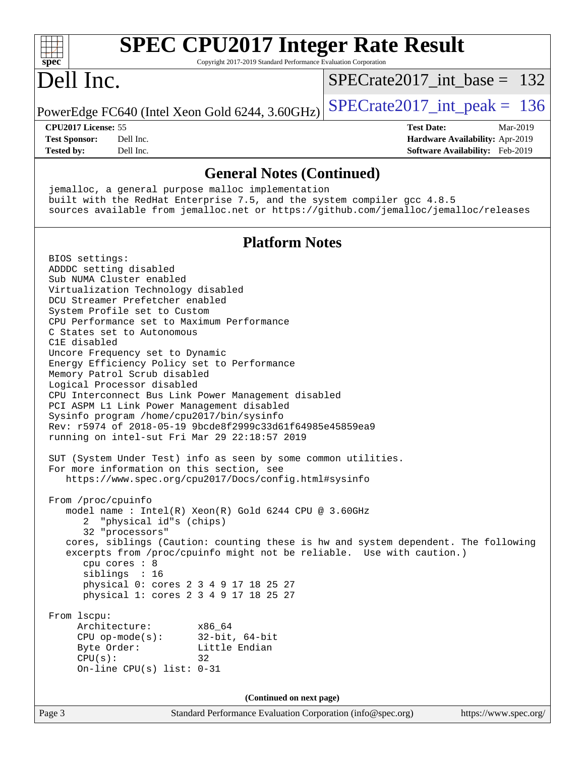# SPEC CPU2017 Integer Rate Result

Copyright 2017-2019 Standard Performance Evaluation Corporation

# Dell Inc.

PowerEdge FC640 (Intel Xeon Gold 6244, 3.60GHz)

SPECrate2017_int_base = 132

SPECrate2017_int_peak = 136

**CPU2017 License:** 55
**Test Sponsor:** Dell Inc.
**Tested by:** Dell Inc.

**Test Date:** Mar-2019
**Hardware Availability:** Apr-2019
**Software Availability:** Feb-2019

## General Notes (Continued)

```
jemalloc, a general purpose malloc implementation
built with the RedHat Enterprise 7.5, and the system compiler gcc 4.8.5
sources available from jemalloc.net or https://github.com/jemalloc/jemalloc/releases
```

## Platform Notes

```
BIOS settings:
ADDDC setting disabled
Sub NUMA Cluster enabled
Virtualization Technology disabled
DCU Streamer Prefetcher enabled
System Profile set to Custom
CPU Performance set to Maximum Performance
C States set to Autonomous
C1E disabled
Uncore Frequency set to Dynamic
Energy Efficiency Policy set to Performance
Memory Patrol Scrub disabled
Logical Processor disabled
CPU Interconnect Bus Link Power Management disabled
PCI ASPM L1 Link Power Management disabled
Sysinfo program /home/cpu2017/bin/sysinfo
Rev: r5974 of 2018-05-19 9bcde8f2999c33d61f64985e45859ea9
running on intel-sut Fri Mar 29 22:18:57 2019

SUT (System Under Test) info as seen by some common utilities.
For more information on this section, see
   https://www.spec.org/cpu2017/Docs/config.html#sysinfo

From /proc/cpuinfo
   model name : Intel(R) Xeon(R) Gold 6244 CPU @ 3.60GHz
      2  "physical id"s (chips)
      32 "processors"
   cores, siblings (Caution: counting these is hw and system dependent. The following
   excerpts from /proc/cpuinfo might not be reliable.  Use with caution.)
      cpu cores : 8
      siblings  : 16
      physical 0: cores 2 3 4 9 17 18 25 27
      physical 1: cores 2 3 4 9 17 18 25 27

From lscpu:
     Architecture:        x86_64
     CPU op-mode(s):      32-bit, 64-bit
     Byte Order:          Little Endian
     CPU(s):              32
     On-line CPU(s) list: 0-31
```

**(Continued on next page)**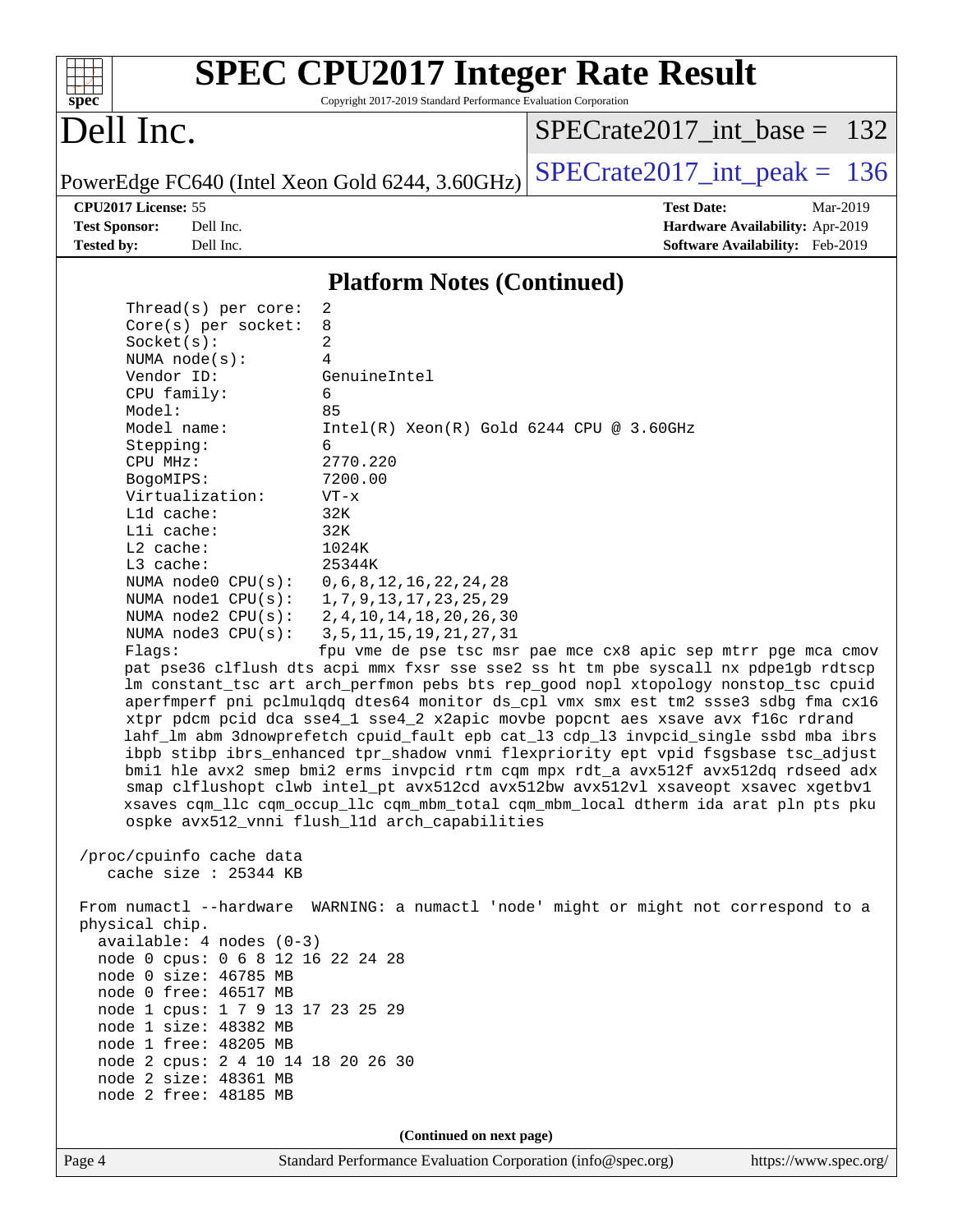## Platform Notes (Continued)

```
Thread(s) per core:  2
Core(s) per socket:  8
Socket(s):           2
NUMA node(s):        4
Vendor ID:           GenuineIntel
CPU family:          6
Model:               85
Model name:          Intel(R) Xeon(R) Gold 6244 CPU @ 3.60GHz
Stepping:            6
CPU MHz:             2770.220
BogoMIPS:            7200.00
Virtualization:      VT-x
L1d cache:           32K
L1i cache:           32K
L2 cache:            1024K
L3 cache:            25344K
NUMA node0 CPU(s):   0,6,8,12,16,22,24,28
NUMA node1 CPU(s):   1,7,9,13,17,23,25,29
NUMA node2 CPU(s):   2,4,10,14,18,20,26,30
NUMA node3 CPU(s):   3,5,11,15,19,21,27,31
Flags:               fpu vme de pse tsc msr pae mce cx8 apic sep mtrr pge mca cmov
pat pse36 clflush dts acpi mmx fxsr sse sse2 ss ht tm pbe syscall nx pdpe1gb rdtscp
lm constant_tsc art arch_perfmon pebs bts rep_good nopl xtopology nonstop_tsc cpuid
aperfmperf pni pclmulqdq dtes64 monitor ds_cpl vmx smx est tm2 ssse3 sdbg fma cx16
xtpr pdcm pcid dca sse4_1 sse4_2 x2apic movbe popcnt aes xsave avx f16c rdrand
lahf_lm abm 3dnowprefetch cpuid_fault epb cat_l3 cdp_l3 invpcid_single ssbd mba ibrs
ibpb stibp ibrs_enhanced tpr_shadow vnmi flexpriority ept vpid fsgsbase tsc_adjust
bmi1 hle avx2 smep bmi2 erms invpcid rtm cqm mpx rdt_a avx512f avx512dq rdseed adx
smap clflushopt clwb intel_pt avx512cd avx512bw avx512vl xsaveopt xsavec xgetbv1
xsaves cqm_llc cqm_occup_llc cqm_mbm_total cqm_mbm_local dtherm ida arat pln pts pku
ospke avx512_vnni flush_l1d arch_capabilities

/proc/cpuinfo cache data
   cache size : 25344 KB

From numactl --hardware  WARNING: a numactl 'node' might or might not correspond to a
physical chip.
  available: 4 nodes (0-3)
  node 0 cpus: 0 6 8 12 16 22 24 28
  node 0 size: 46785 MB
  node 0 free: 46517 MB
  node 1 cpus: 1 7 9 13 17 23 25 29
  node 1 size: 48382 MB
  node 1 free: 48205 MB
  node 2 cpus: 2 4 10 14 18 20 26 30
  node 2 size: 48361 MB
  node 2 free: 48185 MB
```

(Continued on next page)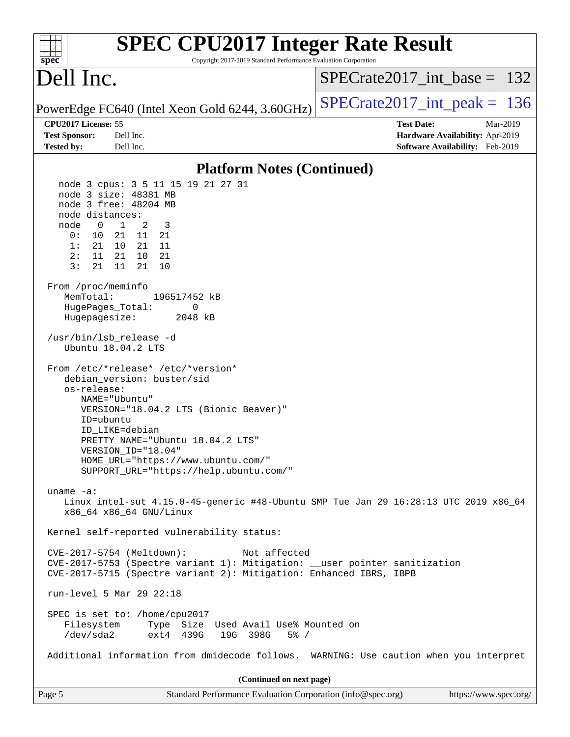## Platform Notes (Continued)

```
  node 3 cpus: 3 5 11 15 19 21 27 31
  node 3 size: 48381 MB
  node 3 free: 48204 MB
  node distances:
  node   0   1   2   3
    0:  10  21  11  21
    1:  21  10  21  11
    2:  11  21  10  21
    3:  21  11  21  10

From /proc/meminfo
   MemTotal:       196517452 kB
   HugePages_Total:       0
   Hugepagesize:       2048 kB

/usr/bin/lsb_release -d
   Ubuntu 18.04.2 LTS

From /etc/*release* /etc/*version*
   debian_version: buster/sid
   os-release:
      NAME="Ubuntu"
      VERSION="18.04.2 LTS (Bionic Beaver)"
      ID=ubuntu
      ID_LIKE=debian
      PRETTY_NAME="Ubuntu 18.04.2 LTS"
      VERSION_ID="18.04"
      HOME_URL="https://www.ubuntu.com/"
      SUPPORT_URL="https://help.ubuntu.com/"

uname -a:
   Linux intel-sut 4.15.0-45-generic #48-Ubuntu SMP Tue Jan 29 16:28:13 UTC 2019 x86_64
   x86_64 x86_64 GNU/Linux

Kernel self-reported vulnerability status:

CVE-2017-5754 (Meltdown):          Not affected
CVE-2017-5753 (Spectre variant 1): Mitigation: __user pointer sanitization
CVE-2017-5715 (Spectre variant 2): Mitigation: Enhanced IBRS, IBPB

run-level 5 Mar 29 22:18

SPEC is set to: /home/cpu2017
   Filesystem     Type  Size  Used Avail Use% Mounted on
   /dev/sda2      ext4  439G   19G  398G   5% /

Additional information from dmidecode follows.  WARNING: Use caution when you interpret
```

(Continued on next page)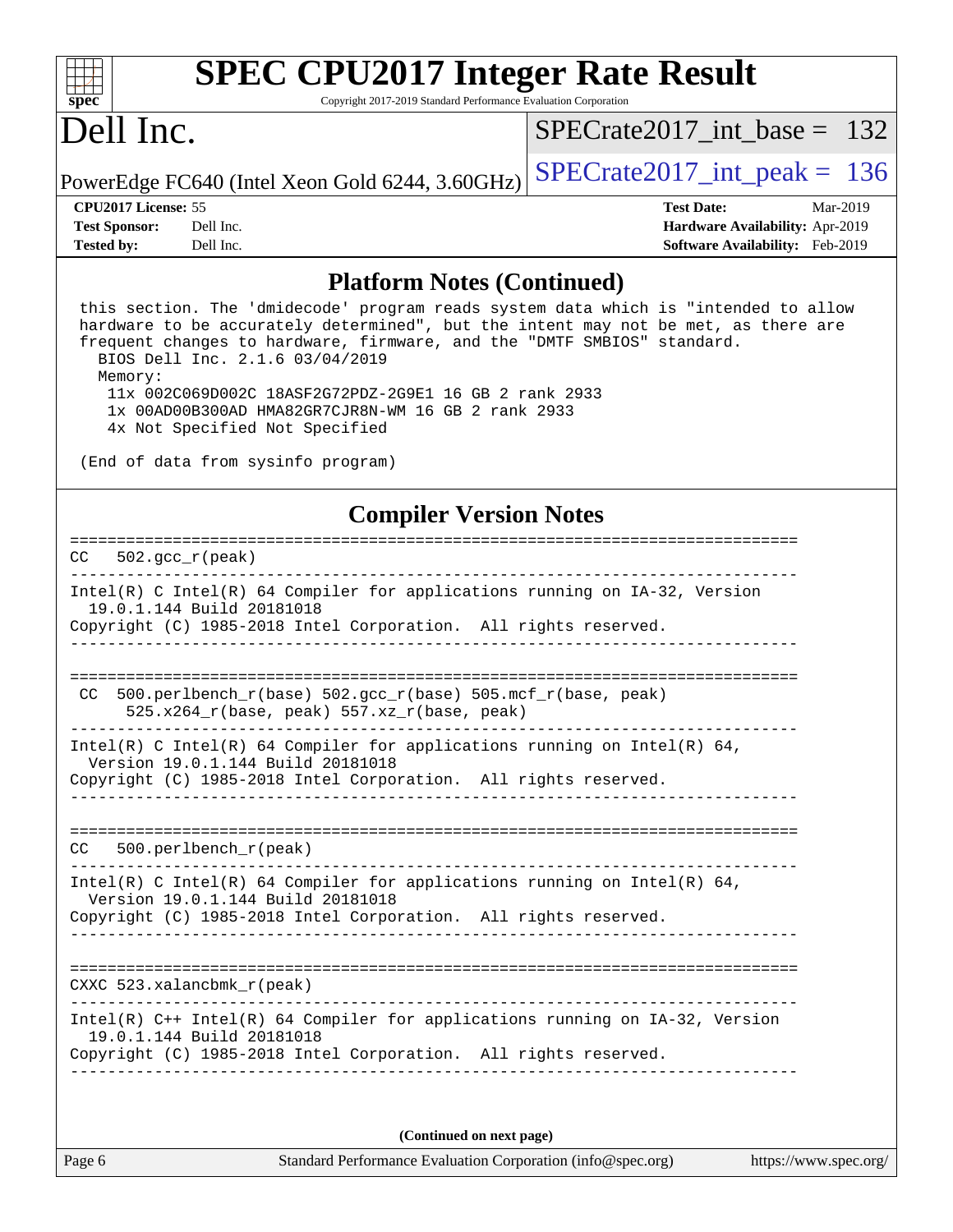## Platform Notes (Continued)

```
this section. The 'dmidecode' program reads system data which is "intended to allow
hardware to be accurately determined", but the intent may not be met, as there are
frequent changes to hardware, firmware, and the "DMTF SMBIOS" standard.
  BIOS Dell Inc. 2.1.6 03/04/2019
  Memory:
    11x 002C069D002C 18ASF2G72PDZ-2G9E1 16 GB 2 rank 2933
    1x 00AD00B300AD HMA82GR7CJR8N-WM 16 GB 2 rank 2933
    4x Not Specified Not Specified

(End of data from sysinfo program)
```

## Compiler Version Notes

```
==============================================================================
CC  502.gcc_r(peak)
------------------------------------------------------------------------------
Intel(R) C Intel(R) 64 Compiler for applications running on IA-32, Version
  19.0.1.144 Build 20181018
Copyright (C) 1985-2018 Intel Corporation.  All rights reserved.
------------------------------------------------------------------------------

==============================================================================
CC  500.perlbench_r(base) 502.gcc_r(base) 505.mcf_r(base, peak)
      525.x264_r(base, peak) 557.xz_r(base, peak)
------------------------------------------------------------------------------
Intel(R) C Intel(R) 64 Compiler for applications running on Intel(R) 64,
  Version 19.0.1.144 Build 20181018
Copyright (C) 1985-2018 Intel Corporation.  All rights reserved.
------------------------------------------------------------------------------

==============================================================================
CC  500.perlbench_r(peak)
------------------------------------------------------------------------------
Intel(R) C Intel(R) 64 Compiler for applications running on Intel(R) 64,
  Version 19.0.1.144 Build 20181018
Copyright (C) 1985-2018 Intel Corporation.  All rights reserved.
------------------------------------------------------------------------------

==============================================================================
CXXC 523.xalancbmk_r(peak)
------------------------------------------------------------------------------
Intel(R) C++ Intel(R) 64 Compiler for applications running on IA-32, Version
  19.0.1.144 Build 20181018
Copyright (C) 1985-2018 Intel Corporation.  All rights reserved.
------------------------------------------------------------------------------
```

**(Continued on next page)**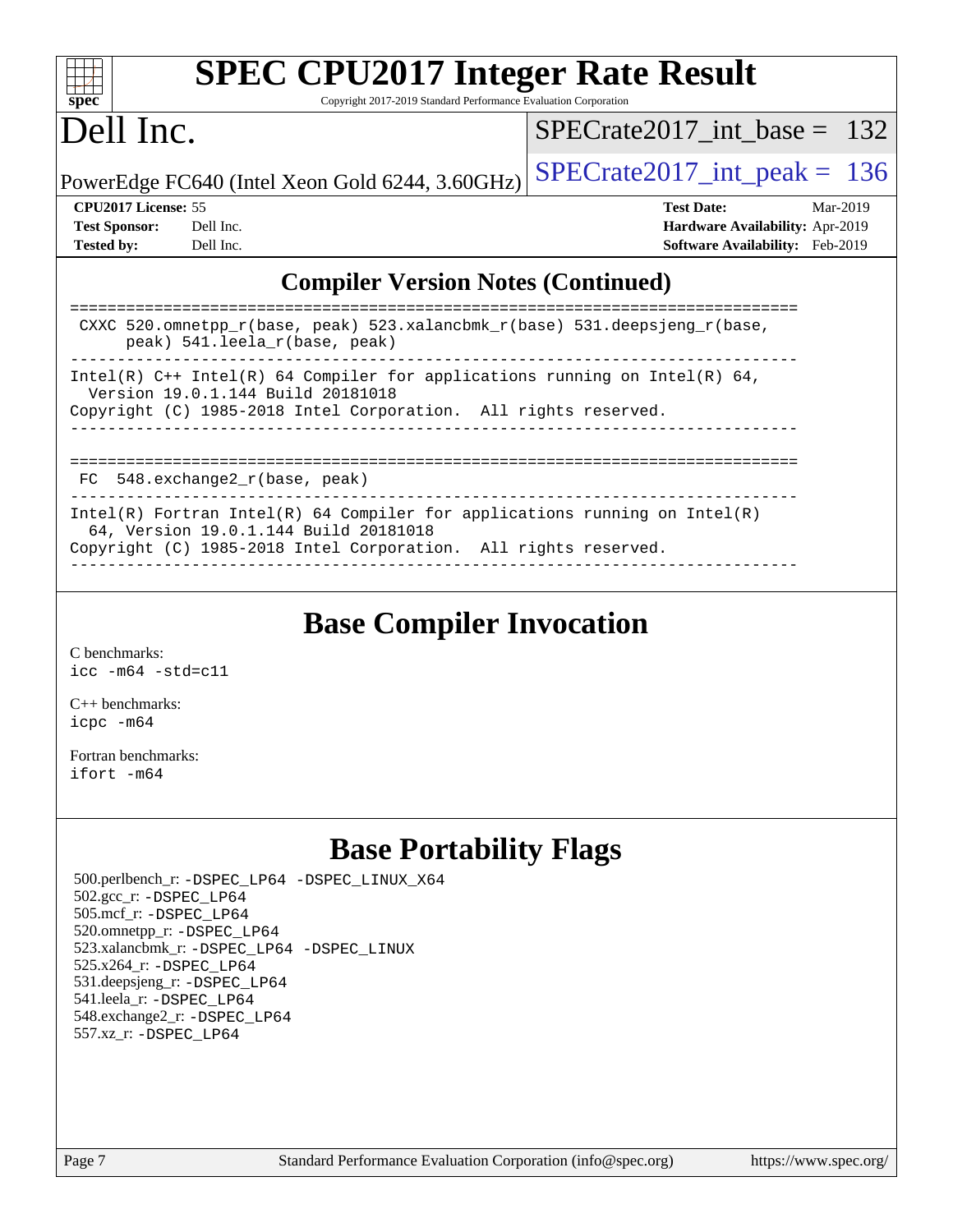## Compiler Version Notes (Continued)

```
==============================================================================
 CXXC 520.omnetpp_r(base, peak) 523.xalancbmk_r(base) 531.deepsjeng_r(base,
      peak) 541.leela_r(base, peak)
------------------------------------------------------------------------------
Intel(R) C++ Intel(R) 64 Compiler for applications running on Intel(R) 64,
  Version 19.0.1.144 Build 20181018
Copyright (C) 1985-2018 Intel Corporation.  All rights reserved.
------------------------------------------------------------------------------

==============================================================================
 FC  548.exchange2_r(base, peak)
------------------------------------------------------------------------------
Intel(R) Fortran Intel(R) 64 Compiler for applications running on Intel(R)
  64, Version 19.0.1.144 Build 20181018
Copyright (C) 1985-2018 Intel Corporation.  All rights reserved.
------------------------------------------------------------------------------
```

## Base Compiler Invocation

C benchmarks:
icc -m64 -std=c11

C++ benchmarks:
icpc -m64

Fortran benchmarks:
ifort -m64

## Base Portability Flags

500.perlbench_r: -DSPEC_LP64 -DSPEC_LINUX_X64
502.gcc_r: -DSPEC_LP64
505.mcf_r: -DSPEC_LP64
520.omnetpp_r: -DSPEC_LP64
523.xalancbmk_r: -DSPEC_LP64 -DSPEC_LINUX
525.x264_r: -DSPEC_LP64
531.deepsjeng_r: -DSPEC_LP64
541.leela_r: -DSPEC_LP64
548.exchange2_r: -DSPEC_LP64
557.xz_r: -DSPEC_LP64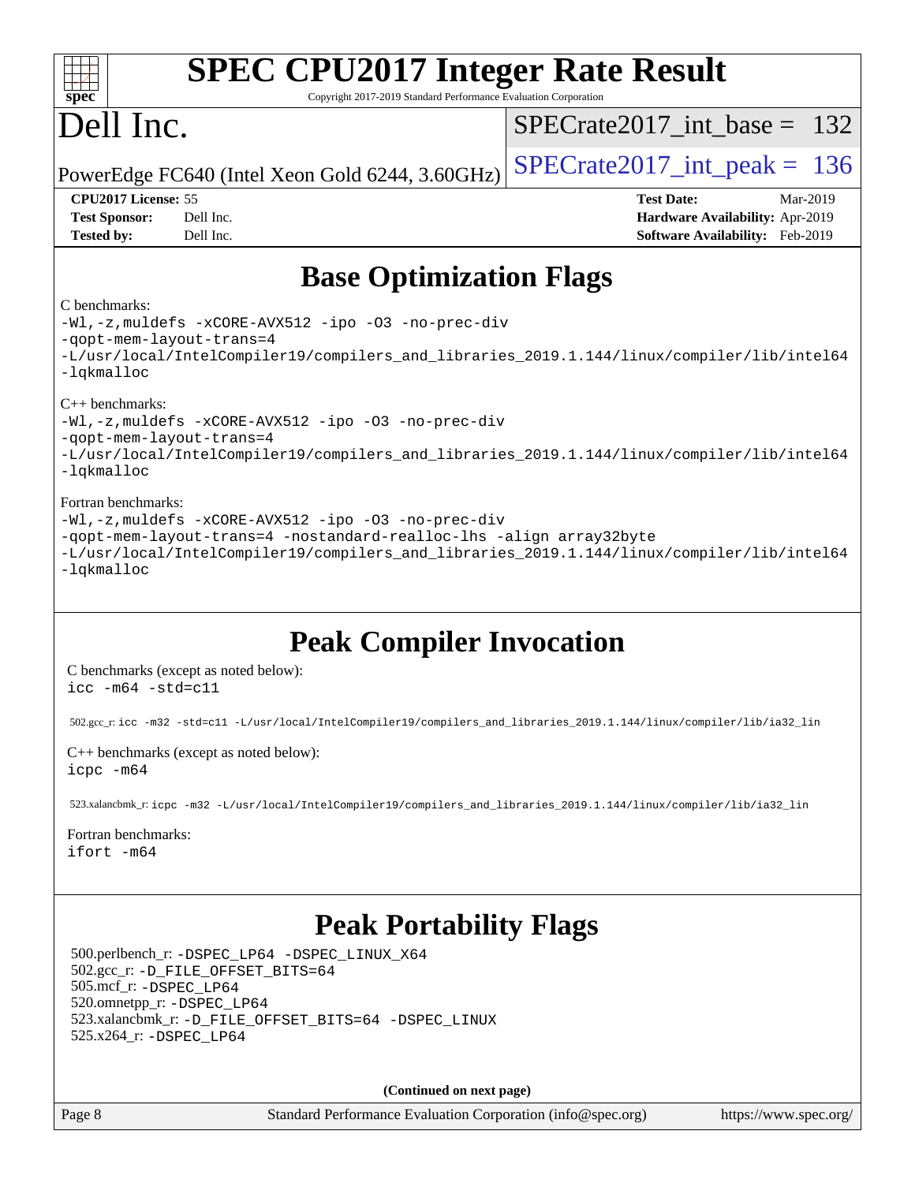# Base Optimization Flags

C benchmarks:

```
-Wl,-z,muldefs -xCORE-AVX512 -ipo -O3 -no-prec-div
-qopt-mem-layout-trans=4
-L/usr/local/IntelCompiler19/compilers_and_libraries_2019.1.144/linux/compiler/lib/intel64
-lqkmalloc
```

C++ benchmarks:

```
-Wl,-z,muldefs -xCORE-AVX512 -ipo -O3 -no-prec-div
-qopt-mem-layout-trans=4
-L/usr/local/IntelCompiler19/compilers_and_libraries_2019.1.144/linux/compiler/lib/intel64
-lqkmalloc
```

Fortran benchmarks:

```
-Wl,-z,muldefs -xCORE-AVX512 -ipo -O3 -no-prec-div
-qopt-mem-layout-trans=4 -nostandard-realloc-lhs -align array32byte
-L/usr/local/IntelCompiler19/compilers_and_libraries_2019.1.144/linux/compiler/lib/intel64
-lqkmalloc
```

# Peak Compiler Invocation

C benchmarks (except as noted below):

```
icc -m64 -std=c11
```

502.gcc_r: `icc -m32 -std=c11 -L/usr/local/IntelCompiler19/compilers_and_libraries_2019.1.144/linux/compiler/lib/ia32_lin`

C++ benchmarks (except as noted below):

```
icpc -m64
```

523.xalancbmk_r: `icpc -m32 -L/usr/local/IntelCompiler19/compilers_and_libraries_2019.1.144/linux/compiler/lib/ia32_lin`

Fortran benchmarks:

```
ifort -m64
```

# Peak Portability Flags

500.perlbench_r: `-DSPEC_LP64 -DSPEC_LINUX_X64`
502.gcc_r: `-D_FILE_OFFSET_BITS=64`
505.mcf_r: `-DSPEC_LP64`
520.omnetpp_r: `-DSPEC_LP64`
523.xalancbmk_r: `-D_FILE_OFFSET_BITS=64 -DSPEC_LINUX`
525.x264_r: `-DSPEC_LP64`

**(Continued on next page)**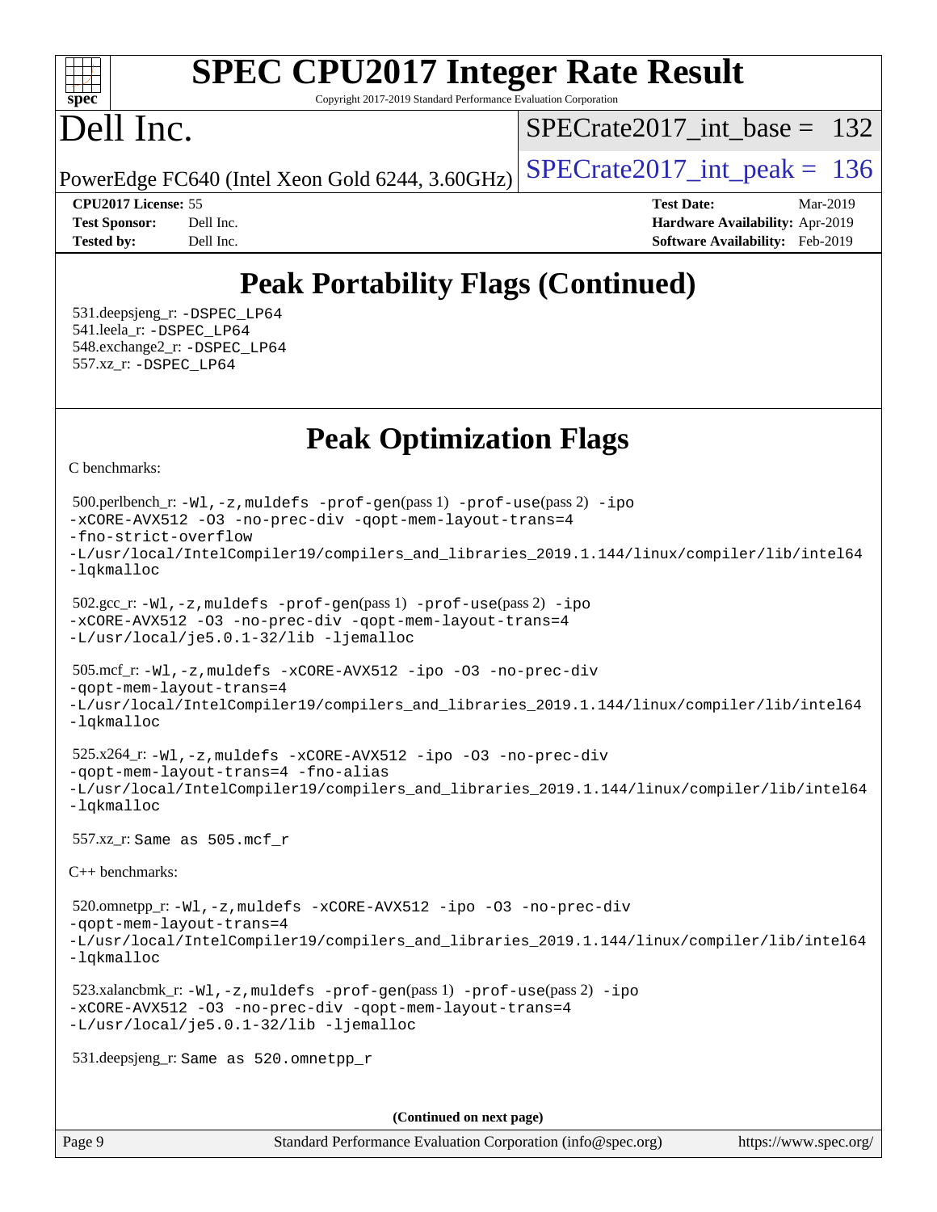# Peak Portability Flags (Continued)

531.deepsjeng_r: -DSPEC_LP64
541.leela_r: -DSPEC_LP64
548.exchange2_r: -DSPEC_LP64
557.xz_r: -DSPEC_LP64

# Peak Optimization Flags

C benchmarks:

500.perlbench_r: -Wl,-z,muldefs -prof-gen(pass 1) -prof-use(pass 2) -ipo -xCORE-AVX512 -O3 -no-prec-div -qopt-mem-layout-trans=4 -fno-strict-overflow -L/usr/local/IntelCompiler19/compilers_and_libraries_2019.1.144/linux/compiler/lib/intel64 -lqkmalloc

502.gcc_r: -Wl,-z,muldefs -prof-gen(pass 1) -prof-use(pass 2) -ipo -xCORE-AVX512 -O3 -no-prec-div -qopt-mem-layout-trans=4 -L/usr/local/je5.0.1-32/lib -ljemalloc

505.mcf_r: -Wl,-z,muldefs -xCORE-AVX512 -ipo -O3 -no-prec-div -qopt-mem-layout-trans=4 -L/usr/local/IntelCompiler19/compilers_and_libraries_2019.1.144/linux/compiler/lib/intel64 -lqkmalloc

525.x264_r: -Wl,-z,muldefs -xCORE-AVX512 -ipo -O3 -no-prec-div -qopt-mem-layout-trans=4 -fno-alias -L/usr/local/IntelCompiler19/compilers_and_libraries_2019.1.144/linux/compiler/lib/intel64 -lqkmalloc

557.xz_r: Same as 505.mcf_r

C++ benchmarks:

520.omnetpp_r: -Wl,-z,muldefs -xCORE-AVX512 -ipo -O3 -no-prec-div -qopt-mem-layout-trans=4 -L/usr/local/IntelCompiler19/compilers_and_libraries_2019.1.144/linux/compiler/lib/intel64 -lqkmalloc

523.xalancbmk_r: -Wl,-z,muldefs -prof-gen(pass 1) -prof-use(pass 2) -ipo -xCORE-AVX512 -O3 -no-prec-div -qopt-mem-layout-trans=4 -L/usr/local/je5.0.1-32/lib -ljemalloc

531.deepsjeng_r: Same as 520.omnetpp_r

(Continued on next page)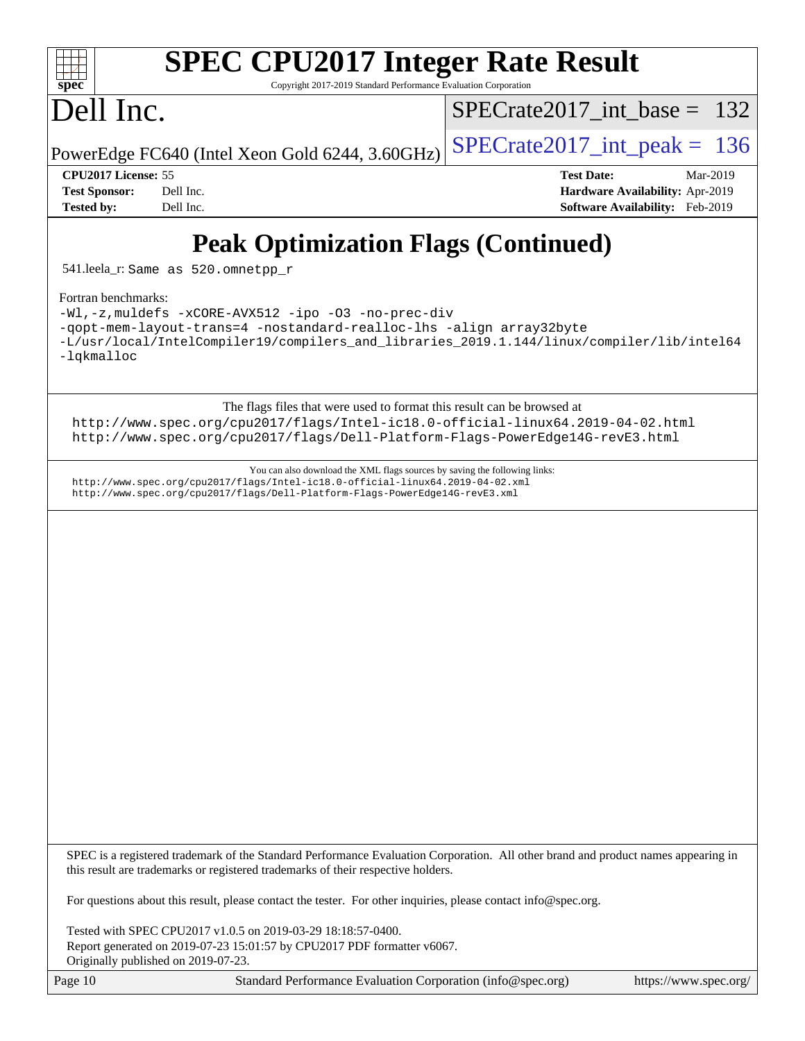# Peak Optimization Flags (Continued)

541.leela_r: Same as 520.omnetpp_r

Fortran benchmarks:

```
-Wl,-z,muldefs -xCORE-AVX512 -ipo -O3 -no-prec-div
-qopt-mem-layout-trans=4 -nostandard-realloc-lhs -align array32byte
-L/usr/local/IntelCompiler19/compilers_and_libraries_2019.1.144/linux/compiler/lib/intel64
-lqkmalloc
```

The flags files that were used to format this result can be browsed at

http://www.spec.org/cpu2017/flags/Intel-ic18.0-official-linux64.2019-04-02.html
http://www.spec.org/cpu2017/flags/Dell-Platform-Flags-PowerEdge14G-revE3.html

You can also download the XML flags sources by saving the following links:

http://www.spec.org/cpu2017/flags/Intel-ic18.0-official-linux64.2019-04-02.xml
http://www.spec.org/cpu2017/flags/Dell-Platform-Flags-PowerEdge14G-revE3.xml

SPEC is a registered trademark of the Standard Performance Evaluation Corporation. All other brand and product names appearing in this result are trademarks or registered trademarks of their respective holders.

For questions about this result, please contact the tester. For other inquiries, please contact info@spec.org.

Tested with SPEC CPU2017 v1.0.5 on 2019-03-29 18:18:57-0400.
Report generated on 2019-07-23 15:01:57 by CPU2017 PDF formatter v6067.
Originally published on 2019-07-23.